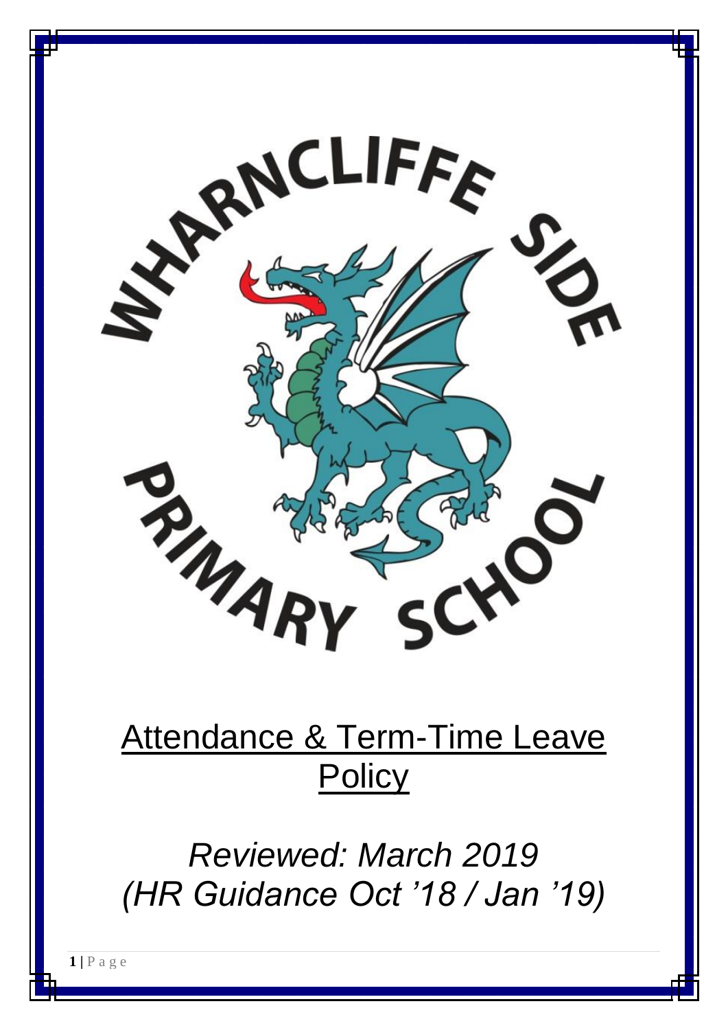WHARNCLIFFE SIDE PRIMARY SCHOOL

# Attendance & Term-Time Leave Policy

*Reviewed: March 2019*
*(HR Guidance Oct '18 / Jan '19)*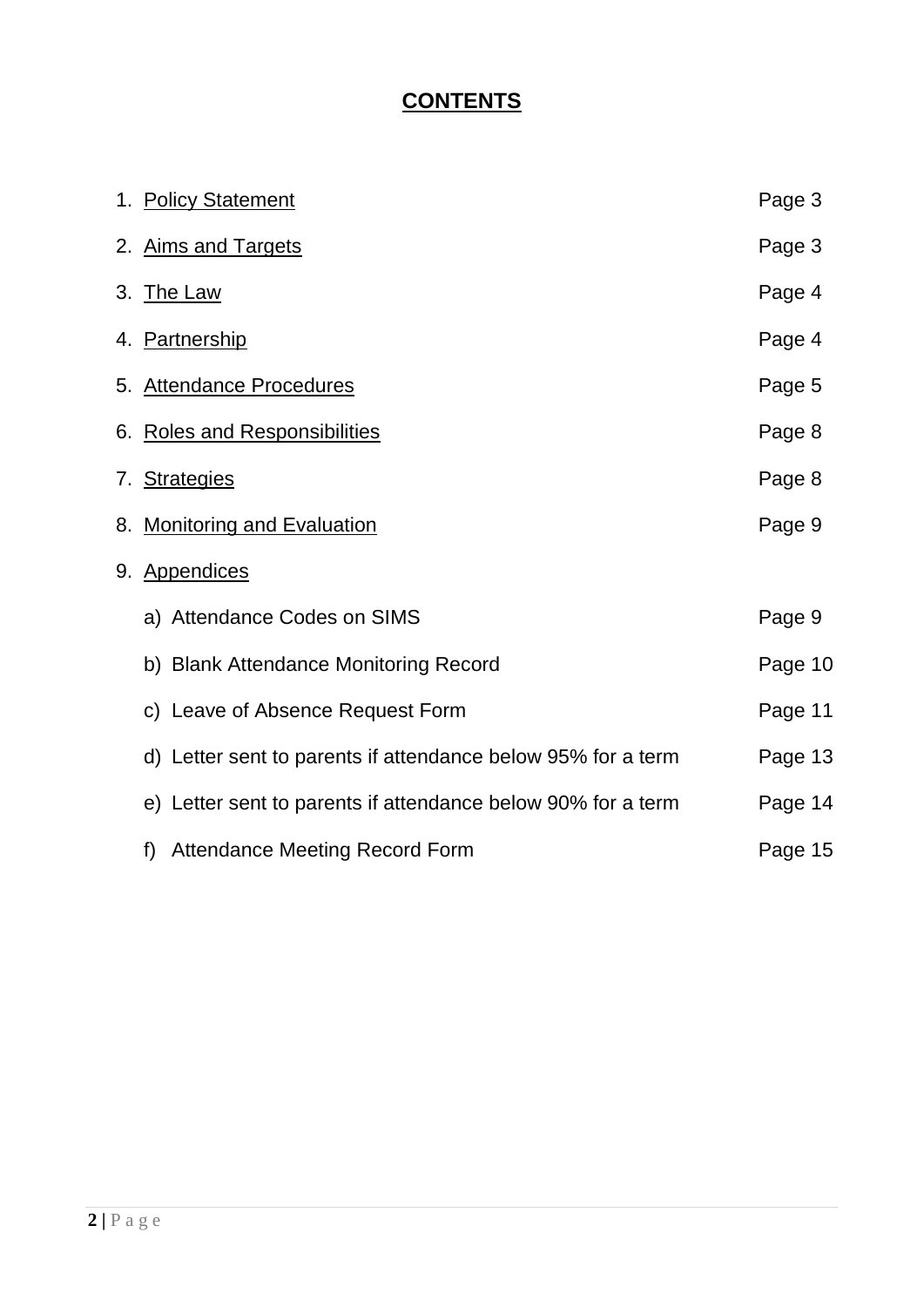# CONTENTS

1. Policy Statement — Page 3
2. Aims and Targets — Page 3
3. The Law — Page 4
4. Partnership — Page 4
5. Attendance Procedures — Page 5
6. Roles and Responsibilities — Page 8
7. Strategies — Page 8
8. Monitoring and Evaluation — Page 9
9. Appendices
   a) Attendance Codes on SIMS — Page 9
   b) Blank Attendance Monitoring Record — Page 10
   c) Leave of Absence Request Form — Page 11
   d) Letter sent to parents if attendance below 95% for a term — Page 13
   e) Letter sent to parents if attendance below 90% for a term — Page 14
   f) Attendance Meeting Record Form — Page 15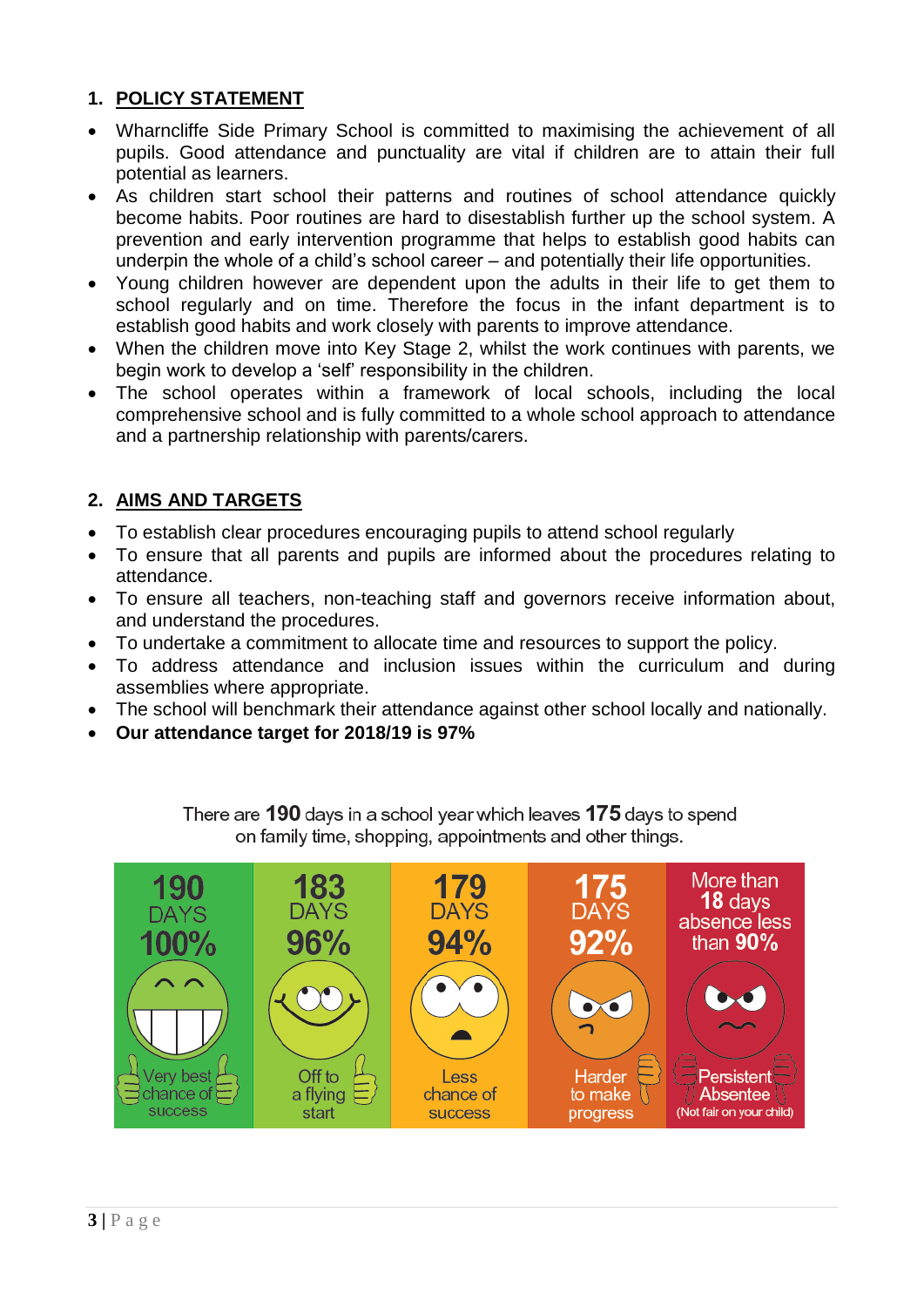## 1. POLICY STATEMENT

- Wharncliffe Side Primary School is committed to maximising the achievement of all pupils. Good attendance and punctuality are vital if children are to attain their full potential as learners.
- As children start school their patterns and routines of school attendance quickly become habits. Poor routines are hard to disestablish further up the school system. A prevention and early intervention programme that helps to establish good habits can underpin the whole of a child's school career – and potentially their life opportunities.
- Young children however are dependent upon the adults in their life to get them to school regularly and on time. Therefore the focus in the infant department is to establish good habits and work closely with parents to improve attendance.
- When the children move into Key Stage 2, whilst the work continues with parents, we begin work to develop a 'self' responsibility in the children.
- The school operates within a framework of local schools, including the local comprehensive school and is fully committed to a whole school approach to attendance and a partnership relationship with parents/carers.

## 2. AIMS AND TARGETS

- To establish clear procedures encouraging pupils to attend school regularly
- To ensure that all parents and pupils are informed about the procedures relating to attendance.
- To ensure all teachers, non-teaching staff and governors receive information about, and understand the procedures.
- To undertake a commitment to allocate time and resources to support the policy.
- To address attendance and inclusion issues within the curriculum and during assemblies where appropriate.
- The school will benchmark their attendance against other school locally and nationally.
- **Our attendance target for 2018/19 is 97%**

There are **190** days in a school year which leaves **175** days to spend on family time, shopping, appointments and other things.

| 190 DAYS 100% | 183 DAYS 96% | 179 DAYS 94% | 175 DAYS 92% | More than 18 days absence less than 90% |
|---|---|---|---|---|
| Very best chance of success | Off to a flying start | Less chance of success | Harder to make progress | Persistent Absentee (Not fair on your child) |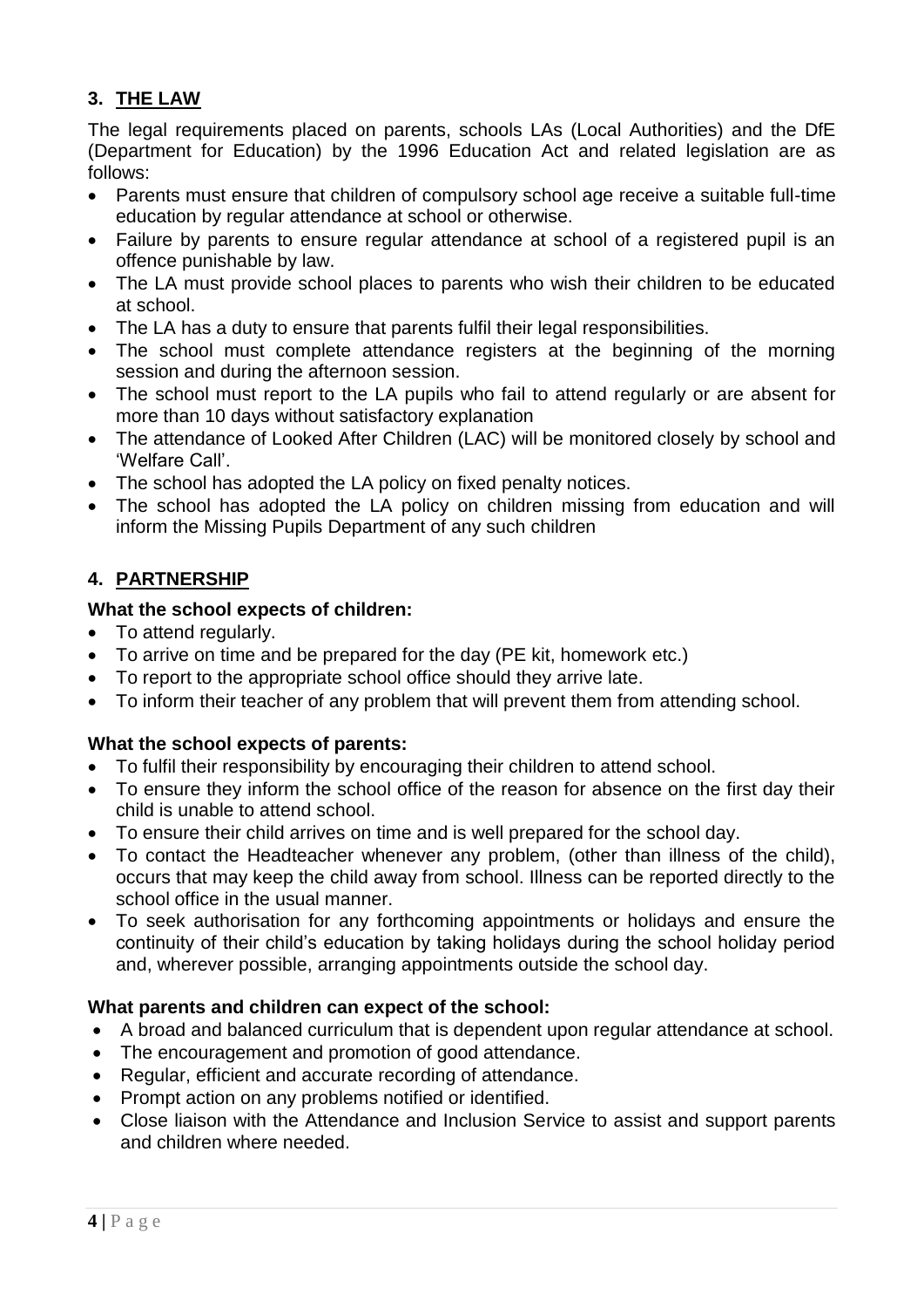## 3. THE LAW

The legal requirements placed on parents, schools LAs (Local Authorities) and the DfE (Department for Education) by the 1996 Education Act and related legislation are as follows:

- Parents must ensure that children of compulsory school age receive a suitable full-time education by regular attendance at school or otherwise.
- Failure by parents to ensure regular attendance at school of a registered pupil is an offence punishable by law.
- The LA must provide school places to parents who wish their children to be educated at school.
- The LA has a duty to ensure that parents fulfil their legal responsibilities.
- The school must complete attendance registers at the beginning of the morning session and during the afternoon session.
- The school must report to the LA pupils who fail to attend regularly or are absent for more than 10 days without satisfactory explanation
- The attendance of Looked After Children (LAC) will be monitored closely by school and 'Welfare Call'.
- The school has adopted the LA policy on fixed penalty notices.
- The school has adopted the LA policy on children missing from education and will inform the Missing Pupils Department of any such children

## 4. PARTNERSHIP

**What the school expects of children:**

- To attend regularly.
- To arrive on time and be prepared for the day (PE kit, homework etc.)
- To report to the appropriate school office should they arrive late.
- To inform their teacher of any problem that will prevent them from attending school.

**What the school expects of parents:**

- To fulfil their responsibility by encouraging their children to attend school.
- To ensure they inform the school office of the reason for absence on the first day their child is unable to attend school.
- To ensure their child arrives on time and is well prepared for the school day.
- To contact the Headteacher whenever any problem, (other than illness of the child), occurs that may keep the child away from school. Illness can be reported directly to the school office in the usual manner.
- To seek authorisation for any forthcoming appointments or holidays and ensure the continuity of their child's education by taking holidays during the school holiday period and, wherever possible, arranging appointments outside the school day.

**What parents and children can expect of the school:**

- A broad and balanced curriculum that is dependent upon regular attendance at school.
- The encouragement and promotion of good attendance.
- Regular, efficient and accurate recording of attendance.
- Prompt action on any problems notified or identified.
- Close liaison with the Attendance and Inclusion Service to assist and support parents and children where needed.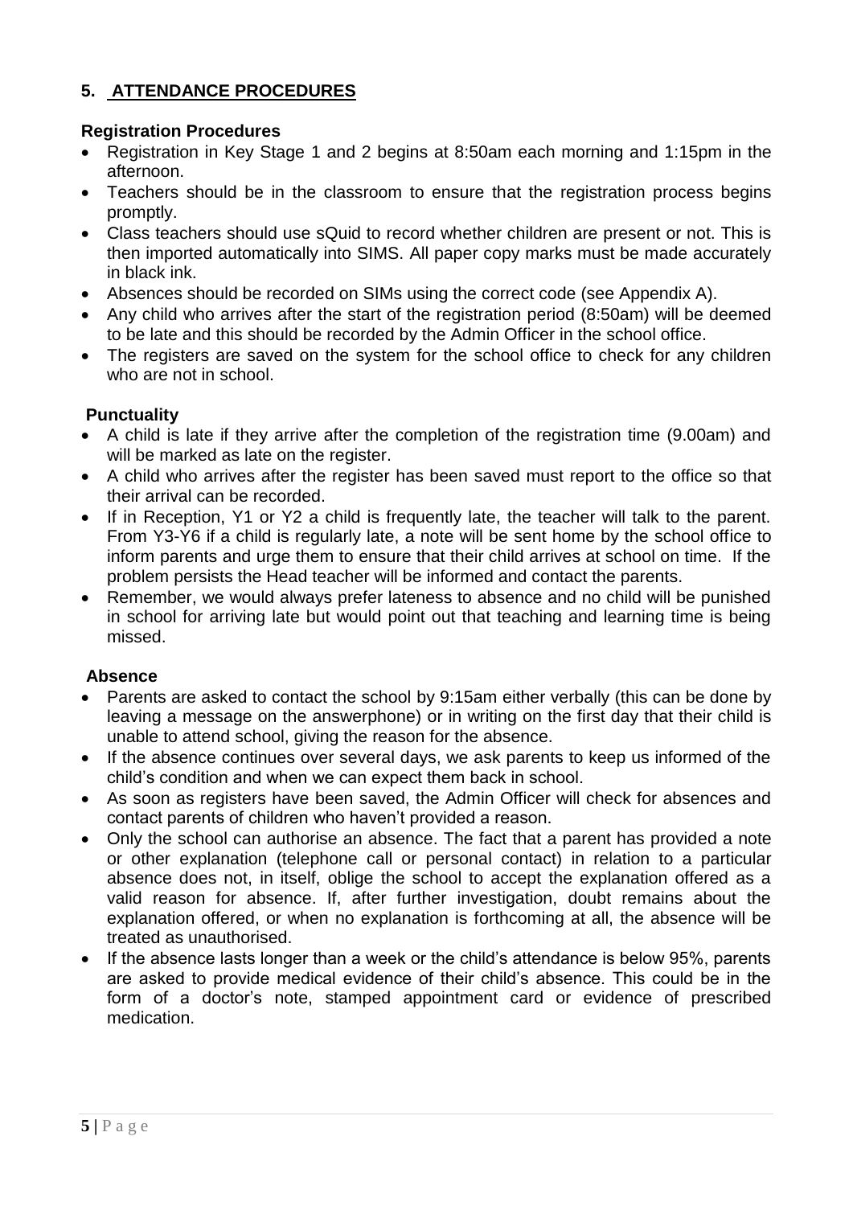## 5. ATTENDANCE PROCEDURES

### Registration Procedures

- Registration in Key Stage 1 and 2 begins at 8:50am each morning and 1:15pm in the afternoon.
- Teachers should be in the classroom to ensure that the registration process begins promptly.
- Class teachers should use sQuid to record whether children are present or not. This is then imported automatically into SIMS. All paper copy marks must be made accurately in black ink.
- Absences should be recorded on SIMs using the correct code (see Appendix A).
- Any child who arrives after the start of the registration period (8:50am) will be deemed to be late and this should be recorded by the Admin Officer in the school office.
- The registers are saved on the system for the school office to check for any children who are not in school.

### Punctuality

- A child is late if they arrive after the completion of the registration time (9.00am) and will be marked as late on the register.
- A child who arrives after the register has been saved must report to the office so that their arrival can be recorded.
- If in Reception, Y1 or Y2 a child is frequently late, the teacher will talk to the parent. From Y3-Y6 if a child is regularly late, a note will be sent home by the school office to inform parents and urge them to ensure that their child arrives at school on time. If the problem persists the Head teacher will be informed and contact the parents.
- Remember, we would always prefer lateness to absence and no child will be punished in school for arriving late but would point out that teaching and learning time is being missed.

### Absence

- Parents are asked to contact the school by 9:15am either verbally (this can be done by leaving a message on the answerphone) or in writing on the first day that their child is unable to attend school, giving the reason for the absence.
- If the absence continues over several days, we ask parents to keep us informed of the child's condition and when we can expect them back in school.
- As soon as registers have been saved, the Admin Officer will check for absences and contact parents of children who haven't provided a reason.
- Only the school can authorise an absence. The fact that a parent has provided a note or other explanation (telephone call or personal contact) in relation to a particular absence does not, in itself, oblige the school to accept the explanation offered as a valid reason for absence. If, after further investigation, doubt remains about the explanation offered, or when no explanation is forthcoming at all, the absence will be treated as unauthorised.
- If the absence lasts longer than a week or the child's attendance is below 95%, parents are asked to provide medical evidence of their child's absence. This could be in the form of a doctor's note, stamped appointment card or evidence of prescribed medication.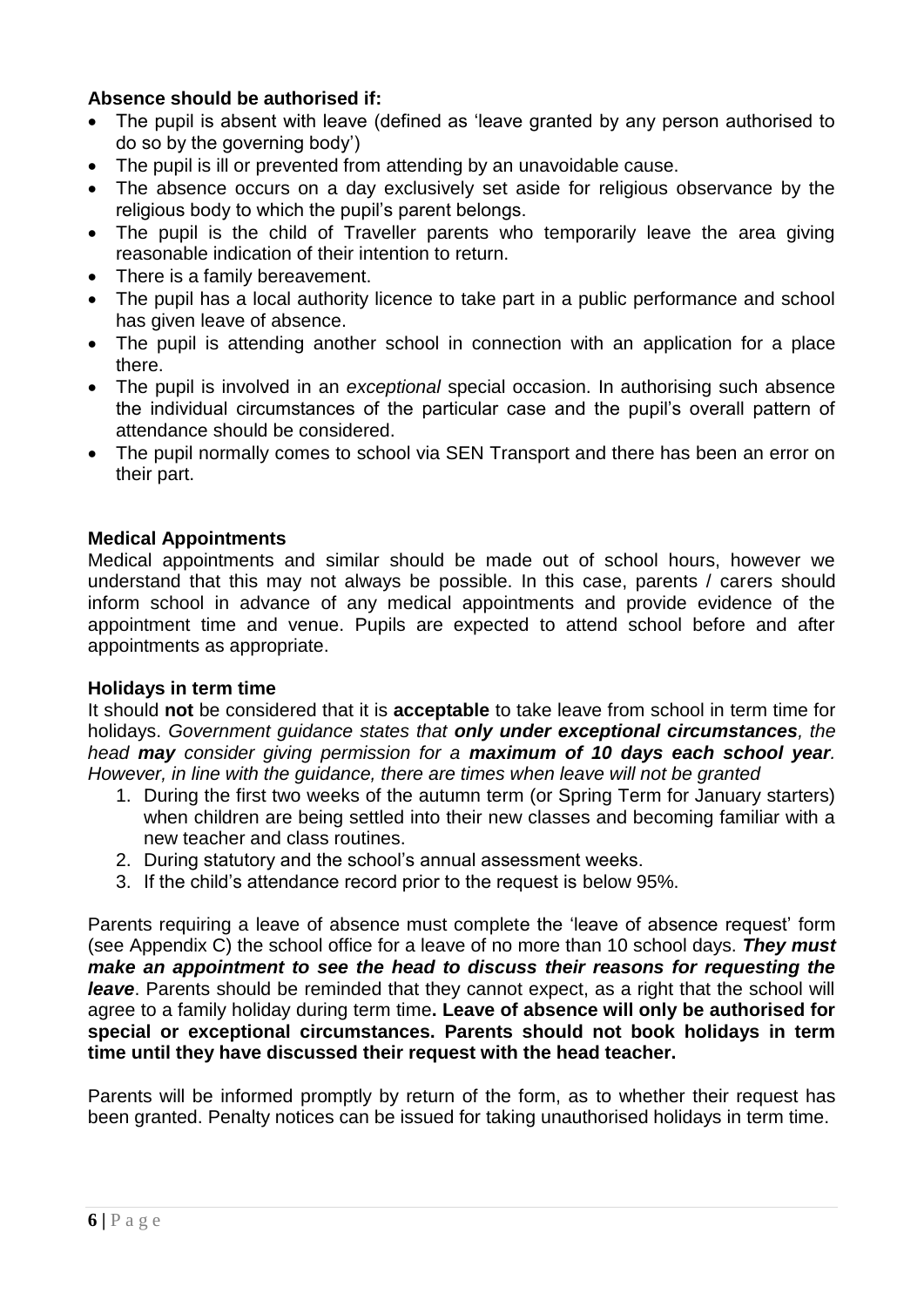**Absence should be authorised if:**

- The pupil is absent with leave (defined as 'leave granted by any person authorised to do so by the governing body')
- The pupil is ill or prevented from attending by an unavoidable cause.
- The absence occurs on a day exclusively set aside for religious observance by the religious body to which the pupil's parent belongs.
- The pupil is the child of Traveller parents who temporarily leave the area giving reasonable indication of their intention to return.
- There is a family bereavement.
- The pupil has a local authority licence to take part in a public performance and school has given leave of absence.
- The pupil is attending another school in connection with an application for a place there.
- The pupil is involved in an *exceptional* special occasion. In authorising such absence the individual circumstances of the particular case and the pupil's overall pattern of attendance should be considered.
- The pupil normally comes to school via SEN Transport and there has been an error on their part.

**Medical Appointments**

Medical appointments and similar should be made out of school hours, however we understand that this may not always be possible. In this case, parents / carers should inform school in advance of any medical appointments and provide evidence of the appointment time and venue. Pupils are expected to attend school before and after appointments as appropriate.

**Holidays in term time**

It should **not** be considered that it is **acceptable** to take leave from school in term time for holidays. *Government guidance states that **only under exceptional circumstances**, the head **may** consider giving permission for a **maximum of 10 days each school year**. However, in line with the guidance, there are times when leave will not be granted*

1. During the first two weeks of the autumn term (or Spring Term for January starters) when children are being settled into their new classes and becoming familiar with a new teacher and class routines.
2. During statutory and the school's annual assessment weeks.
3. If the child's attendance record prior to the request is below 95%.

Parents requiring a leave of absence must complete the 'leave of absence request' form (see Appendix C) the school office for a leave of no more than 10 school days. ***They must make an appointment to see the head to discuss their reasons for requesting the leave***. Parents should be reminded that they cannot expect, as a right that the school will agree to a family holiday during term time**. Leave of absence will only be authorised for special or exceptional circumstances. Parents should not book holidays in term time until they have discussed their request with the head teacher.**

Parents will be informed promptly by return of the form, as to whether their request has been granted. Penalty notices can be issued for taking unauthorised holidays in term time.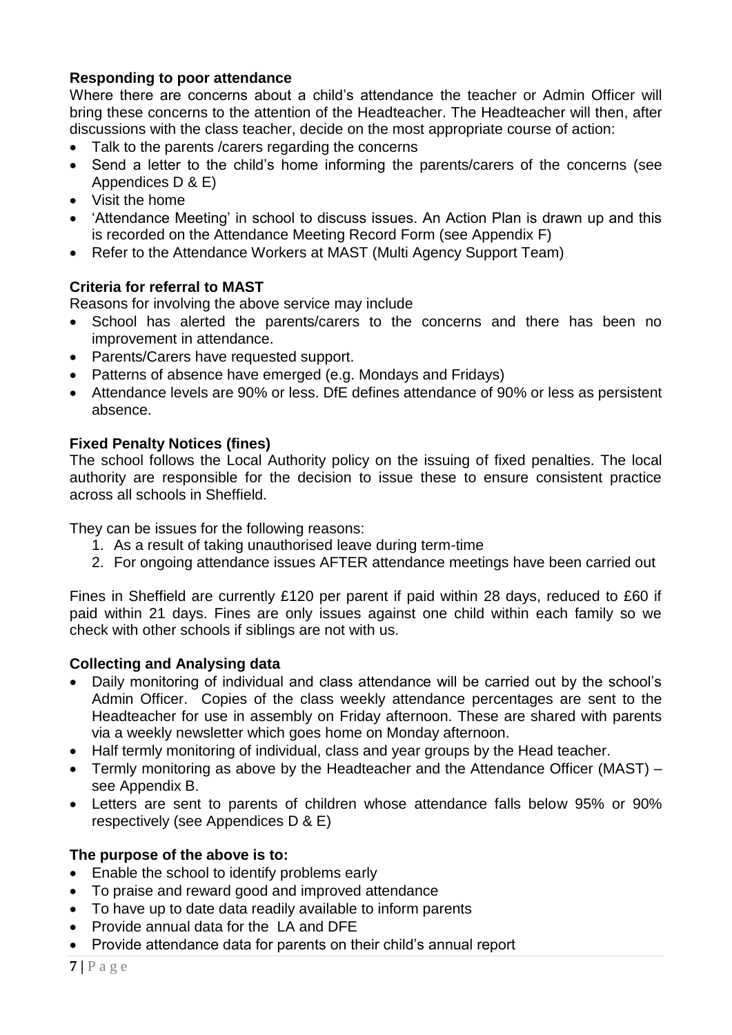**Responding to poor attendance**

Where there are concerns about a child's attendance the teacher or Admin Officer will bring these concerns to the attention of the Headteacher. The Headteacher will then, after discussions with the class teacher, decide on the most appropriate course of action:

- Talk to the parents /carers regarding the concerns
- Send a letter to the child's home informing the parents/carers of the concerns (see Appendices D & E)
- Visit the home
- 'Attendance Meeting' in school to discuss issues. An Action Plan is drawn up and this is recorded on the Attendance Meeting Record Form (see Appendix F)
- Refer to the Attendance Workers at MAST (Multi Agency Support Team)

**Criteria for referral to MAST**

Reasons for involving the above service may include

- School has alerted the parents/carers to the concerns and there has been no improvement in attendance.
- Parents/Carers have requested support.
- Patterns of absence have emerged (e.g. Mondays and Fridays)
- Attendance levels are 90% or less. DfE defines attendance of 90% or less as persistent absence.

**Fixed Penalty Notices (fines)**

The school follows the Local Authority policy on the issuing of fixed penalties. The local authority are responsible for the decision to issue these to ensure consistent practice across all schools in Sheffield.

They can be issues for the following reasons:

1. As a result of taking unauthorised leave during term-time
2. For ongoing attendance issues AFTER attendance meetings have been carried out

Fines in Sheffield are currently £120 per parent if paid within 28 days, reduced to £60 if paid within 21 days. Fines are only issues against one child within each family so we check with other schools if siblings are not with us.

**Collecting and Analysing data**

- Daily monitoring of individual and class attendance will be carried out by the school's Admin Officer. Copies of the class weekly attendance percentages are sent to the Headteacher for use in assembly on Friday afternoon. These are shared with parents via a weekly newsletter which goes home on Monday afternoon.
- Half termly monitoring of individual, class and year groups by the Head teacher.
- Termly monitoring as above by the Headteacher and the Attendance Officer (MAST) – see Appendix B.
- Letters are sent to parents of children whose attendance falls below 95% or 90% respectively (see Appendices D & E)

**The purpose of the above is to:**

- Enable the school to identify problems early
- To praise and reward good and improved attendance
- To have up to date data readily available to inform parents
- Provide annual data for the LA and DFE
- Provide attendance data for parents on their child's annual report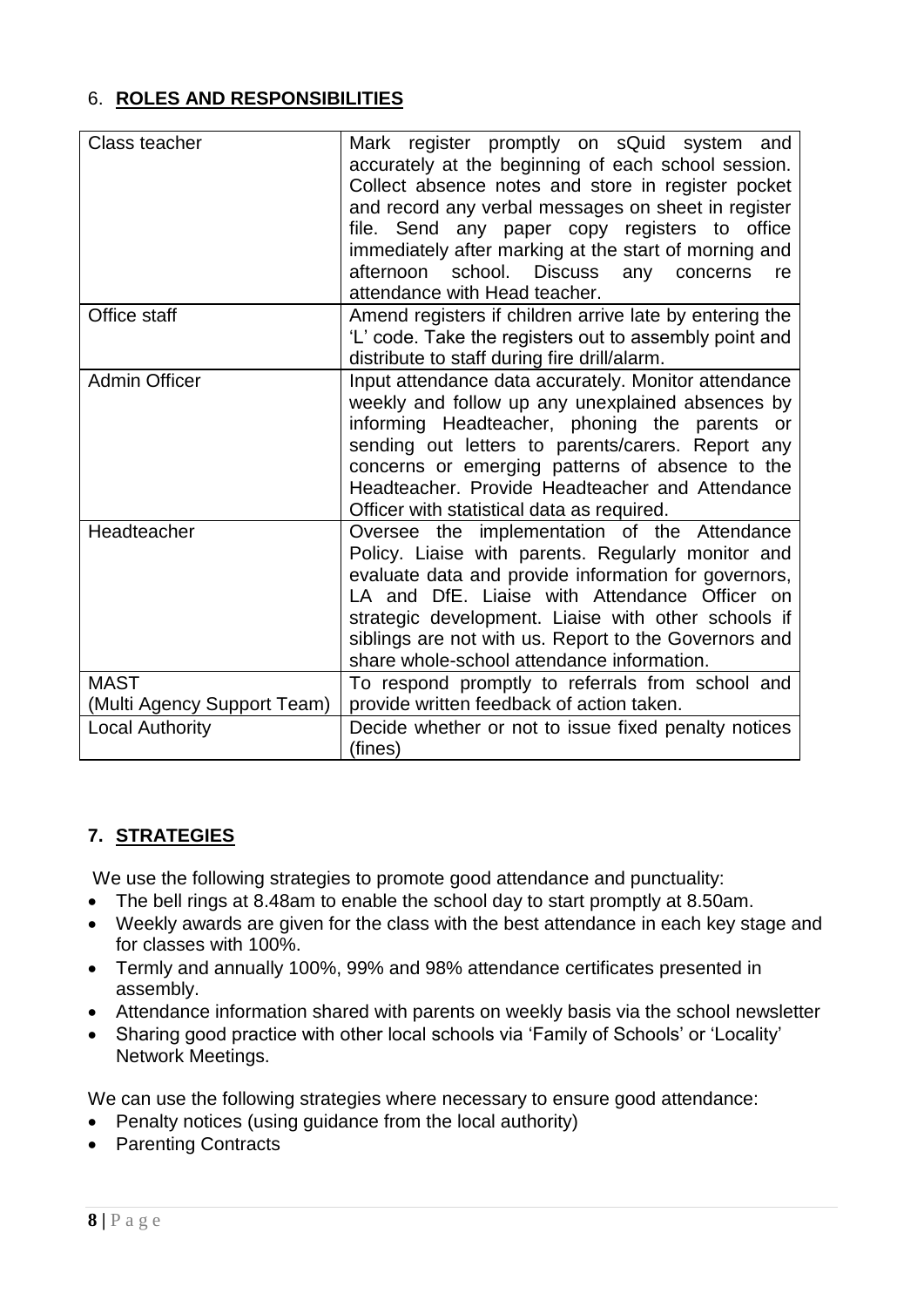## 6. **ROLES AND RESPONSIBILITIES**

| | |
|---|---|
| Class teacher | Mark register promptly on sQuid system and accurately at the beginning of each school session. Collect absence notes and store in register pocket and record any verbal messages on sheet in register file. Send any paper copy registers to office immediately after marking at the start of morning and afternoon school. Discuss any concerns re attendance with Head teacher. |
| Office staff | Amend registers if children arrive late by entering the 'L' code. Take the registers out to assembly point and distribute to staff during fire drill/alarm. |
| Admin Officer | Input attendance data accurately. Monitor attendance weekly and follow up any unexplained absences by informing Headteacher, phoning the parents or sending out letters to parents/carers. Report any concerns or emerging patterns of absence to the Headteacher. Provide Headteacher and Attendance Officer with statistical data as required. |
| Headteacher | Oversee the implementation of the Attendance Policy. Liaise with parents. Regularly monitor and evaluate data and provide information for governors, LA and DfE. Liaise with Attendance Officer on strategic development. Liaise with other schools if siblings are not with us. Report to the Governors and share whole-school attendance information. |
| MAST (Multi Agency Support Team) | To respond promptly to referrals from school and provide written feedback of action taken. |
| Local Authority | Decide whether or not to issue fixed penalty notices (fines) |

## 7. **STRATEGIES**

We use the following strategies to promote good attendance and punctuality:

- The bell rings at 8.48am to enable the school day to start promptly at 8.50am.
- Weekly awards are given for the class with the best attendance in each key stage and for classes with 100%.
- Termly and annually 100%, 99% and 98% attendance certificates presented in assembly.
- Attendance information shared with parents on weekly basis via the school newsletter
- Sharing good practice with other local schools via 'Family of Schools' or 'Locality' Network Meetings.

We can use the following strategies where necessary to ensure good attendance:

- Penalty notices (using guidance from the local authority)
- Parenting Contracts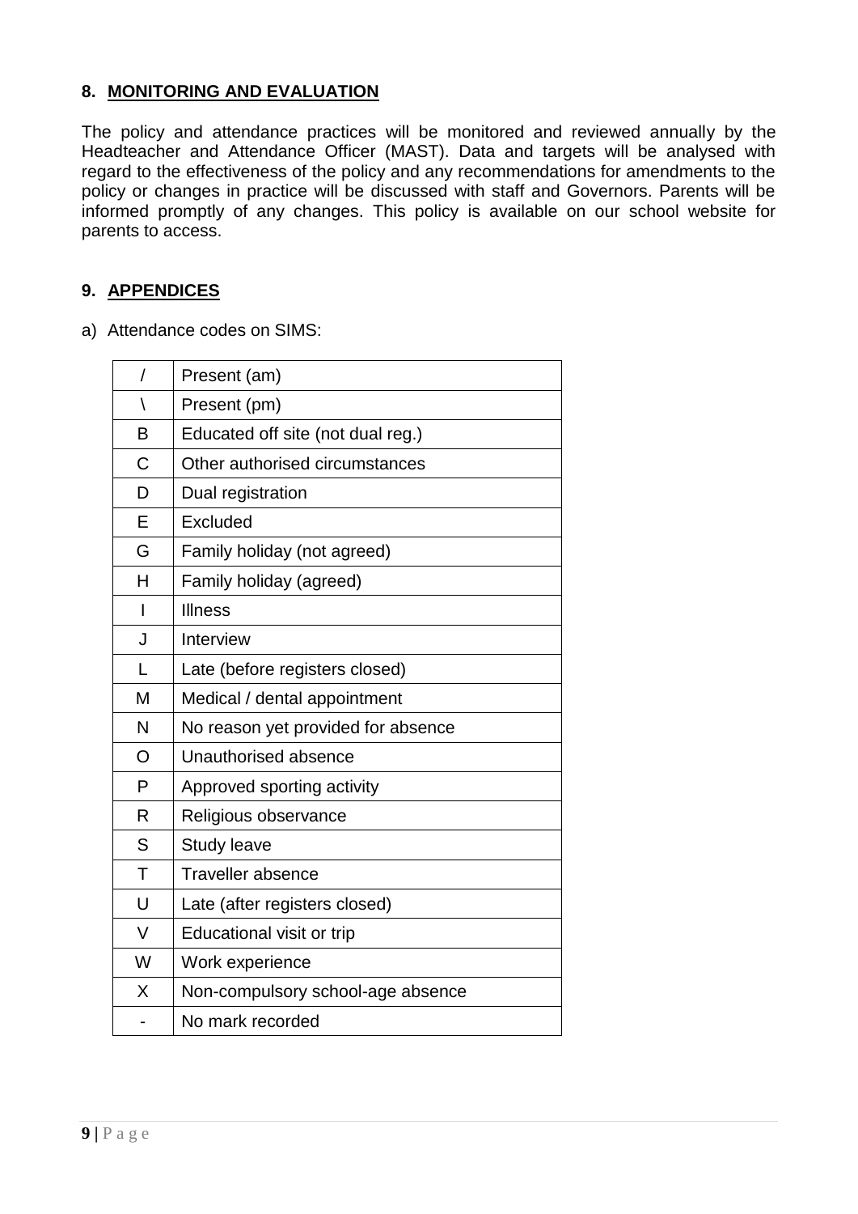## 8. MONITORING AND EVALUATION

The policy and attendance practices will be monitored and reviewed annually by the Headteacher and Attendance Officer (MAST). Data and targets will be analysed with regard to the effectiveness of the policy and any recommendations for amendments to the policy or changes in practice will be discussed with staff and Governors. Parents will be informed promptly of any changes. This policy is available on our school website for parents to access.

## 9. APPENDICES

a) Attendance codes on SIMS:

| Code | Description |
|---|---|
| / | Present (am) |
| \ | Present (pm) |
| B | Educated off site (not dual reg.) |
| C | Other authorised circumstances |
| D | Dual registration |
| E | Excluded |
| G | Family holiday (not agreed) |
| H | Family holiday (agreed) |
| I | Illness |
| J | Interview |
| L | Late (before registers closed) |
| M | Medical / dental appointment |
| N | No reason yet provided for absence |
| O | Unauthorised absence |
| P | Approved sporting activity |
| R | Religious observance |
| S | Study leave |
| T | Traveller absence |
| U | Late (after registers closed) |
| V | Educational visit or trip |
| W | Work experience |
| X | Non-compulsory school-age absence |
| - | No mark recorded |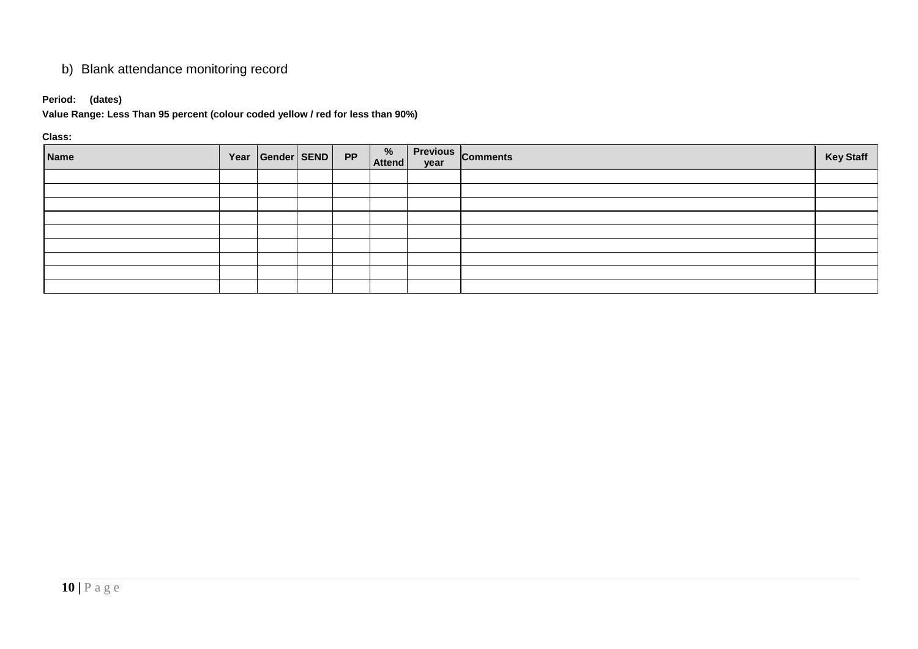b) Blank attendance monitoring record

**Period: (dates)**

**Value Range: Less Than 95 percent (colour coded yellow / red for less than 90%)**

**Class:**

| Name | Year | Gender | SEND | PP | % Attend | Previous year | Comments | Key Staff |
|---|---|---|---|---|---|---|---|---|
| | | | | | | | | |
| | | | | | | | | |
| | | | | | | | | |
| | | | | | | | | |
| | | | | | | | | |
| | | | | | | | | |
| | | | | | | | | |
| | | | | | | | | |
| | | | | | | | | |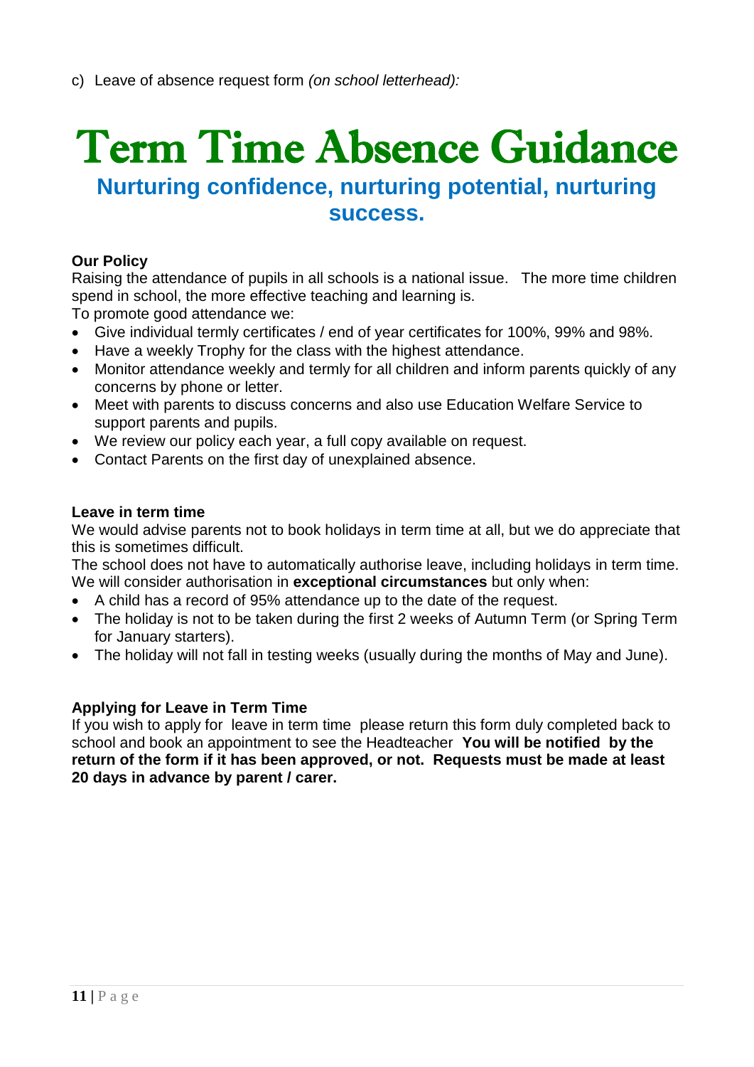c) Leave of absence request form *(on school letterhead):*

# Term Time Absence Guidance

## Nurturing confidence, nurturing potential, nurturing success.

**Our Policy**

Raising the attendance of pupils in all schools is a national issue. The more time children spend in school, the more effective teaching and learning is.

To promote good attendance we:

- Give individual termly certificates / end of year certificates for 100%, 99% and 98%.
- Have a weekly Trophy for the class with the highest attendance.
- Monitor attendance weekly and termly for all children and inform parents quickly of any concerns by phone or letter.
- Meet with parents to discuss concerns and also use Education Welfare Service to support parents and pupils.
- We review our policy each year, a full copy available on request.
- Contact Parents on the first day of unexplained absence.

**Leave in term time**

We would advise parents not to book holidays in term time at all, but we do appreciate that this is sometimes difficult.

The school does not have to automatically authorise leave, including holidays in term time. We will consider authorisation in **exceptional circumstances** but only when:

- A child has a record of 95% attendance up to the date of the request.
- The holiday is not to be taken during the first 2 weeks of Autumn Term (or Spring Term for January starters).
- The holiday will not fall in testing weeks (usually during the months of May and June).

**Applying for Leave in Term Time**

If you wish to apply for leave in term time please return this form duly completed back to school and book an appointment to see the Headteacher **You will be notified by the return of the form if it has been approved, or not. Requests must be made at least 20 days in advance by parent / carer.**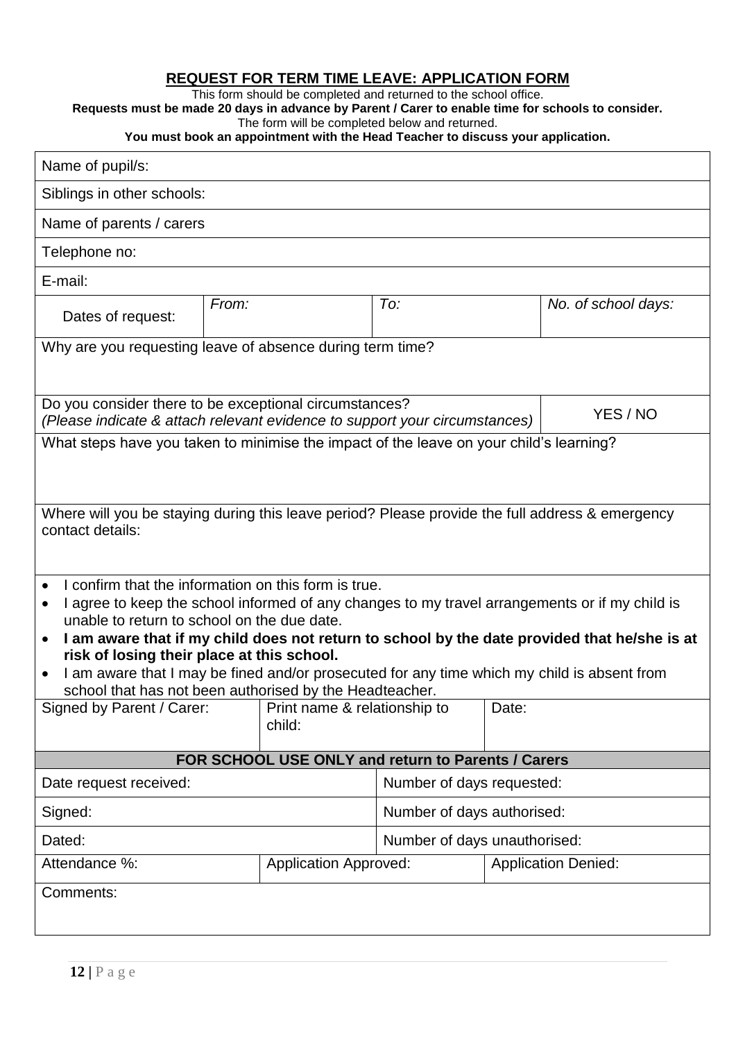## REQUEST FOR TERM TIME LEAVE: APPLICATION FORM

This form should be completed and returned to the school office.

**Requests must be made 20 days in advance by Parent / Carer to enable time for schools to consider.**

The form will be completed below and returned.

**You must book an appointment with the Head Teacher to discuss your application.**

| Name of pupil/s: | | | |
|---|---|---|---|
| Siblings in other schools: | | | |
| Name of parents / carers | | | |
| Telephone no: | | | |
| E-mail: | | | |
| Dates of request: | *From:* | *To:* | *No. of school days:* |
| Why are you requesting leave of absence during term time? | | | |
| Do you consider there to be exceptional circumstances? *(Please indicate & attach relevant evidence to support your circumstances)* | | | YES / NO |
| What steps have you taken to minimise the impact of the leave on your child's learning? | | | |
| Where will you be staying during this leave period? Please provide the full address & emergency contact details: | | | |

- I confirm that the information on this form is true.
- I agree to keep the school informed of any changes to my travel arrangements or if my child is unable to return to school on the due date.
- **I am aware that if my child does not return to school by the date provided that he/she is at risk of losing their place at this school.**
- I am aware that I may be fined and/or prosecuted for any time which my child is absent from school that has not been authorised by the Headteacher.

| Signed by Parent / Carer: | Print name & relationship to child: | Date: |
|---|---|---|

**FOR SCHOOL USE ONLY and return to Parents / Carers**

| Date request received: | | Number of days requested: |
|---|---|---|
| Signed: | | Number of days authorised: |
| Dated: | | Number of days unauthorised: |
| Attendance %: | Application Approved: | Application Denied: |
| Comments: | | |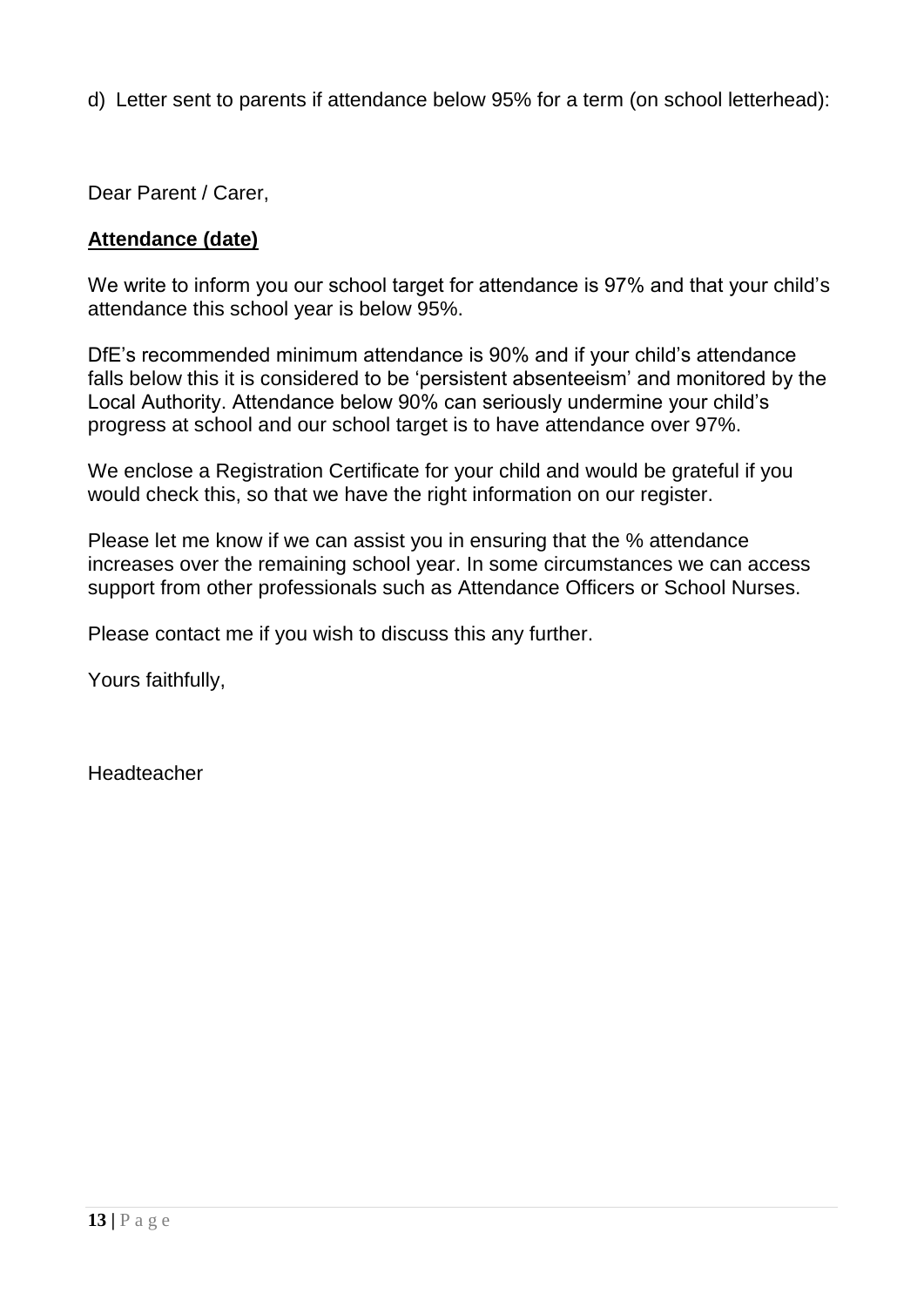d) Letter sent to parents if attendance below 95% for a term (on school letterhead):

Dear Parent / Carer,

**<u>Attendance (date)</u>**

We write to inform you our school target for attendance is 97% and that your child's attendance this school year is below 95%.

DfE's recommended minimum attendance is 90% and if your child's attendance falls below this it is considered to be 'persistent absenteeism' and monitored by the Local Authority. Attendance below 90% can seriously undermine your child's progress at school and our school target is to have attendance over 97%.

We enclose a Registration Certificate for your child and would be grateful if you would check this, so that we have the right information on our register.

Please let me know if we can assist you in ensuring that the % attendance increases over the remaining school year. In some circumstances we can access support from other professionals such as Attendance Officers or School Nurses.

Please contact me if you wish to discuss this any further.

Yours faithfully,

Headteacher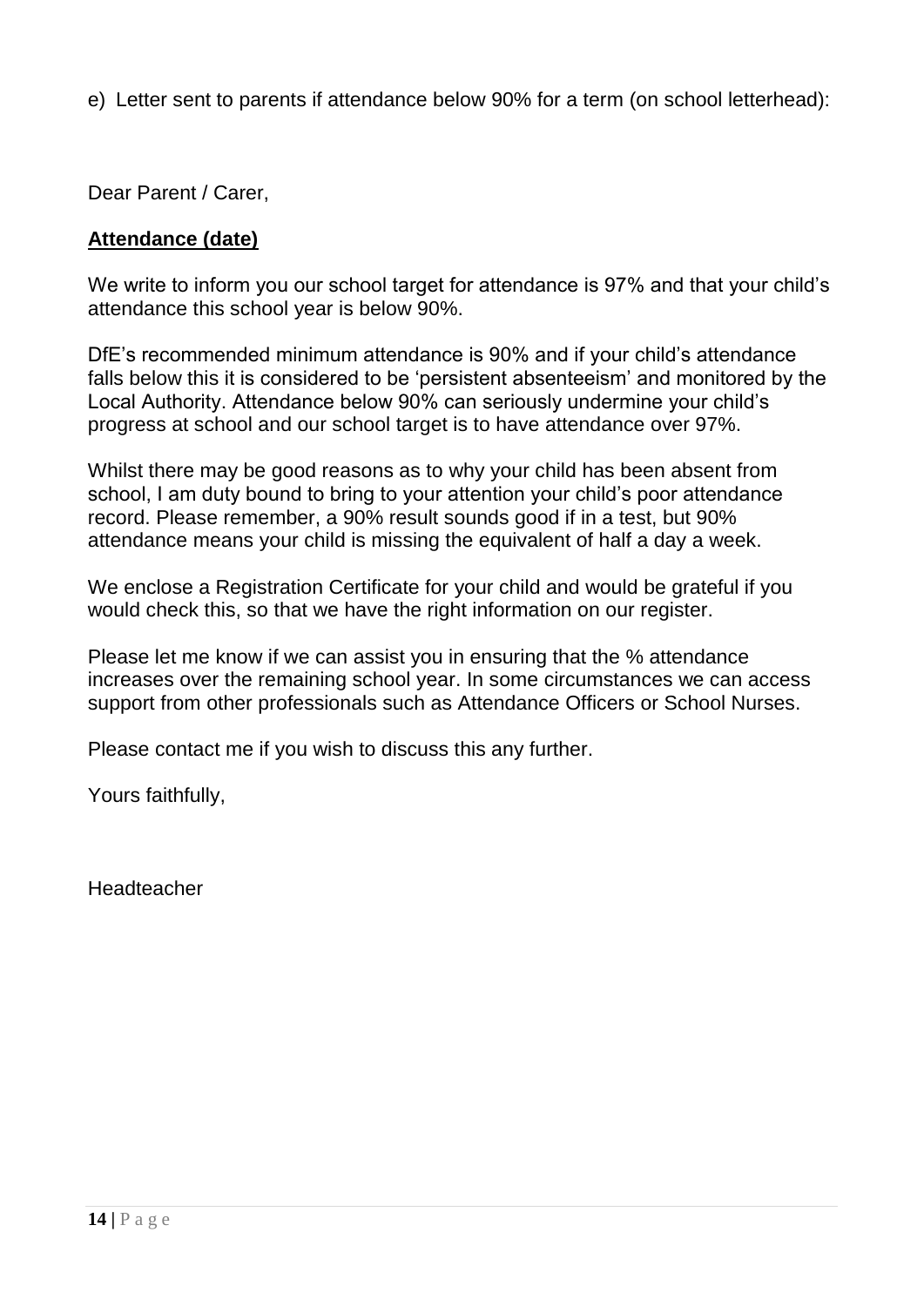e) Letter sent to parents if attendance below 90% for a term (on school letterhead):

Dear Parent / Carer,

**Attendance (date)**

We write to inform you our school target for attendance is 97% and that your child's attendance this school year is below 90%.

DfE's recommended minimum attendance is 90% and if your child's attendance falls below this it is considered to be 'persistent absenteeism' and monitored by the Local Authority. Attendance below 90% can seriously undermine your child's progress at school and our school target is to have attendance over 97%.

Whilst there may be good reasons as to why your child has been absent from school, I am duty bound to bring to your attention your child's poor attendance record. Please remember, a 90% result sounds good if in a test, but 90% attendance means your child is missing the equivalent of half a day a week.

We enclose a Registration Certificate for your child and would be grateful if you would check this, so that we have the right information on our register.

Please let me know if we can assist you in ensuring that the % attendance increases over the remaining school year. In some circumstances we can access support from other professionals such as Attendance Officers or School Nurses.

Please contact me if you wish to discuss this any further.

Yours faithfully,

Headteacher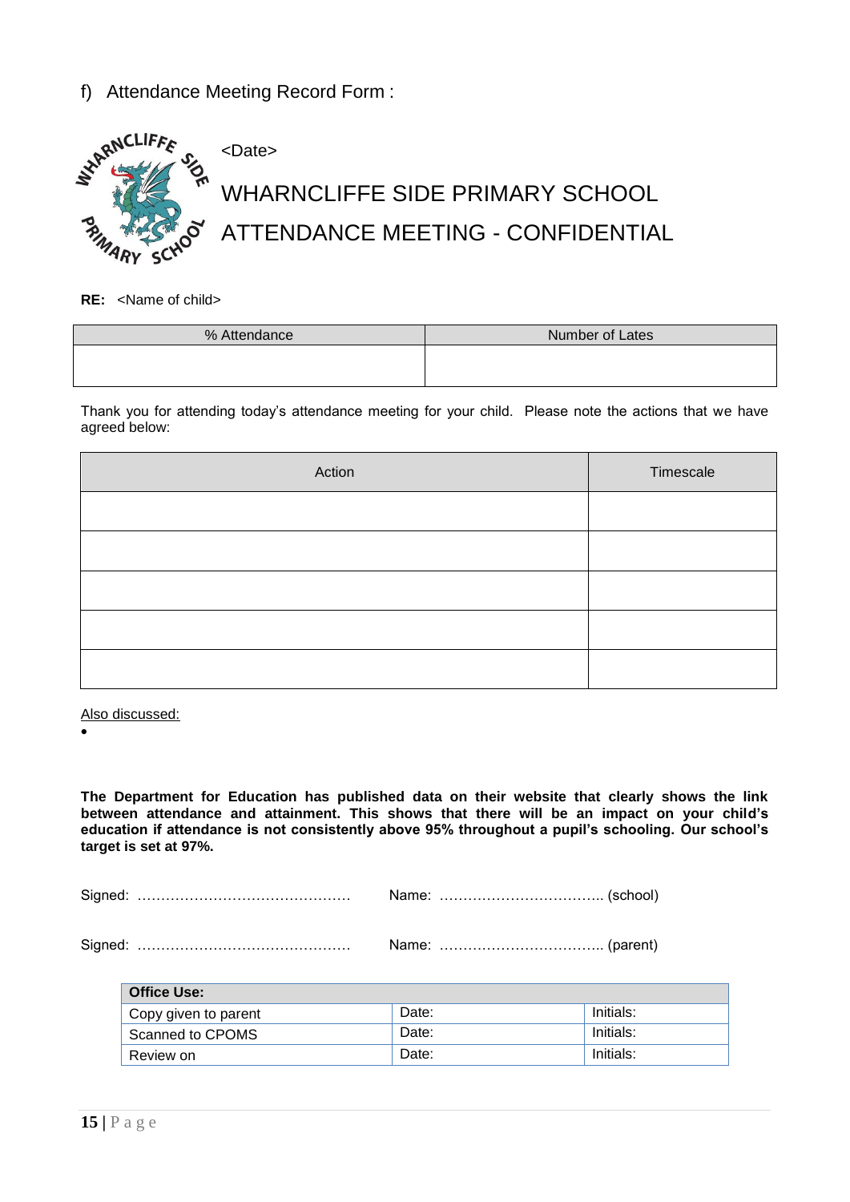f) Attendance Meeting Record Form :

<Date>

# WHARNCLIFFE SIDE PRIMARY SCHOOL

# ATTENDANCE MEETING - CONFIDENTIAL

**RE:** <Name of child>

| % Attendance | Number of Lates |
|---|---|
| | |

Thank you for attending today's attendance meeting for your child. Please note the actions that we have agreed below:

| Action | Timescale |
|---|---|
| | |
| | |
| | |
| | |
| | |

Also discussed:

- 

**The Department for Education has published data on their website that clearly shows the link between attendance and attainment. This shows that there will be an impact on your child's education if attendance is not consistently above 95% throughout a pupil's schooling. Our school's target is set at 97%.**

Signed: ……………………………………… Name: …………………………….. (school)

Signed: ……………………………………… Name: …………………………….. (parent)

| **Office Use:** | | |
|---|---|---|
| Copy given to parent | Date: | Initials: |
| Scanned to CPOMS | Date: | Initials: |
| Review on | Date: | Initials: |